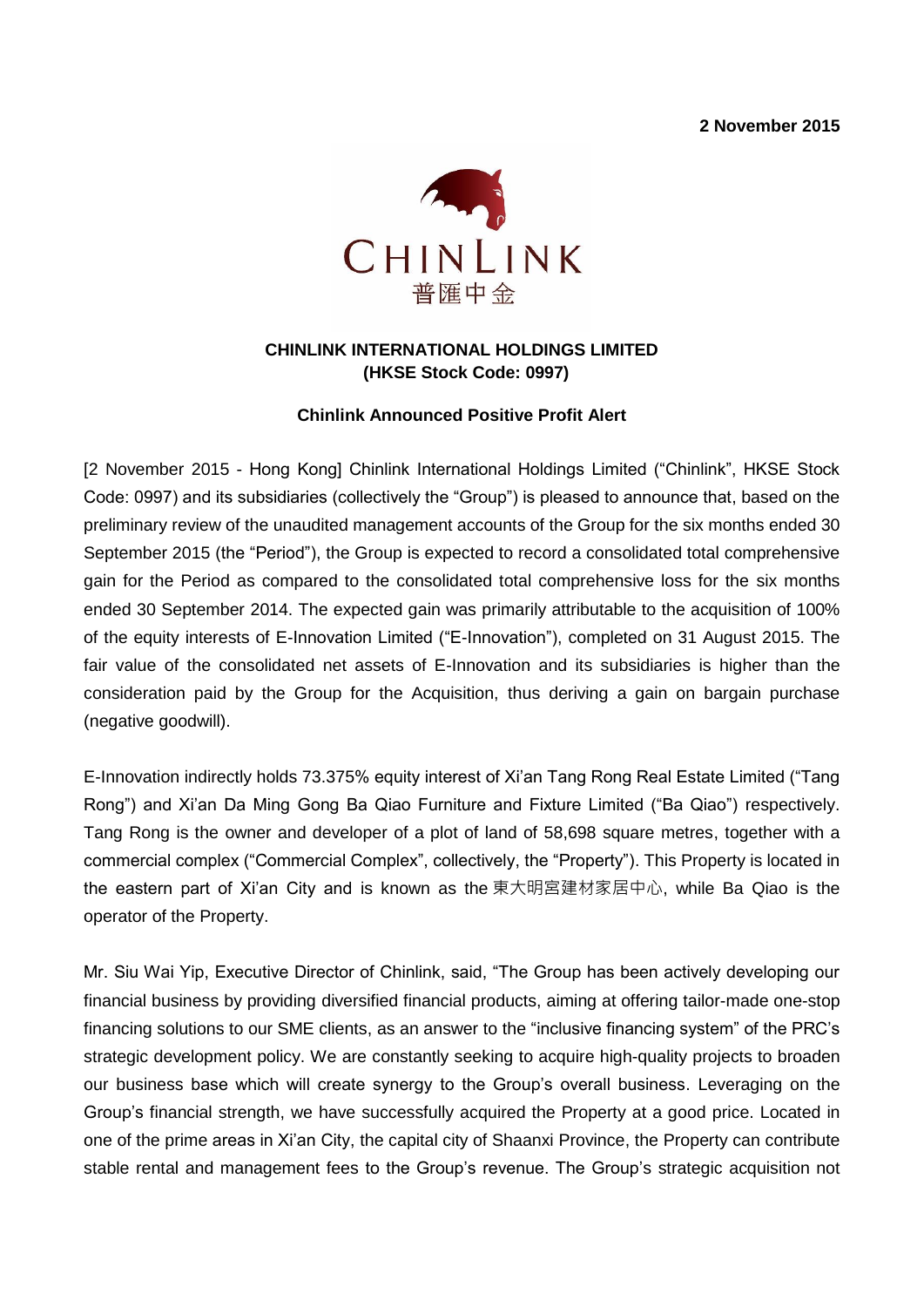2 November 2015

CHINLINK
普匯中金

**CHINLINK INTERNATIONAL HOLDINGS LIMITED**
**(HKSE Stock Code: 0997)**

**Chinlink Announced Positive Profit Alert**

[2 November 2015 - Hong Kong] Chinlink International Holdings Limited ("Chinlink", HKSE Stock Code: 0997) and its subsidiaries (collectively the "Group") is pleased to announce that, based on the preliminary review of the unaudited management accounts of the Group for the six months ended 30 September 2015 (the "Period"), the Group is expected to record a consolidated total comprehensive gain for the Period as compared to the consolidated total comprehensive loss for the six months ended 30 September 2014. The expected gain was primarily attributable to the acquisition of 100% of the equity interests of E-Innovation Limited ("E-Innovation"), completed on 31 August 2015. The fair value of the consolidated net assets of E-Innovation and its subsidiaries is higher than the consideration paid by the Group for the Acquisition, thus deriving a gain on bargain purchase (negative goodwill).

E-Innovation indirectly holds 73.375% equity interest of Xi'an Tang Rong Real Estate Limited ("Tang Rong") and Xi'an Da Ming Gong Ba Qiao Furniture and Fixture Limited ("Ba Qiao") respectively. Tang Rong is the owner and developer of a plot of land of 58,698 square metres, together with a commercial complex ("Commercial Complex", collectively, the "Property"). This Property is located in the eastern part of Xi'an City and is known as the 東大明宮建材家居中心, while Ba Qiao is the operator of the Property.

Mr. Siu Wai Yip, Executive Director of Chinlink, said, "The Group has been actively developing our financial business by providing diversified financial products, aiming at offering tailor-made one-stop financing solutions to our SME clients, as an answer to the "inclusive financing system" of the PRC's strategic development policy. We are constantly seeking to acquire high-quality projects to broaden our business base which will create synergy to the Group's overall business. Leveraging on the Group's financial strength, we have successfully acquired the Property at a good price. Located in one of the prime areas in Xi'an City, the capital city of Shaanxi Province, the Property can contribute stable rental and management fees to the Group's revenue. The Group's strategic acquisition not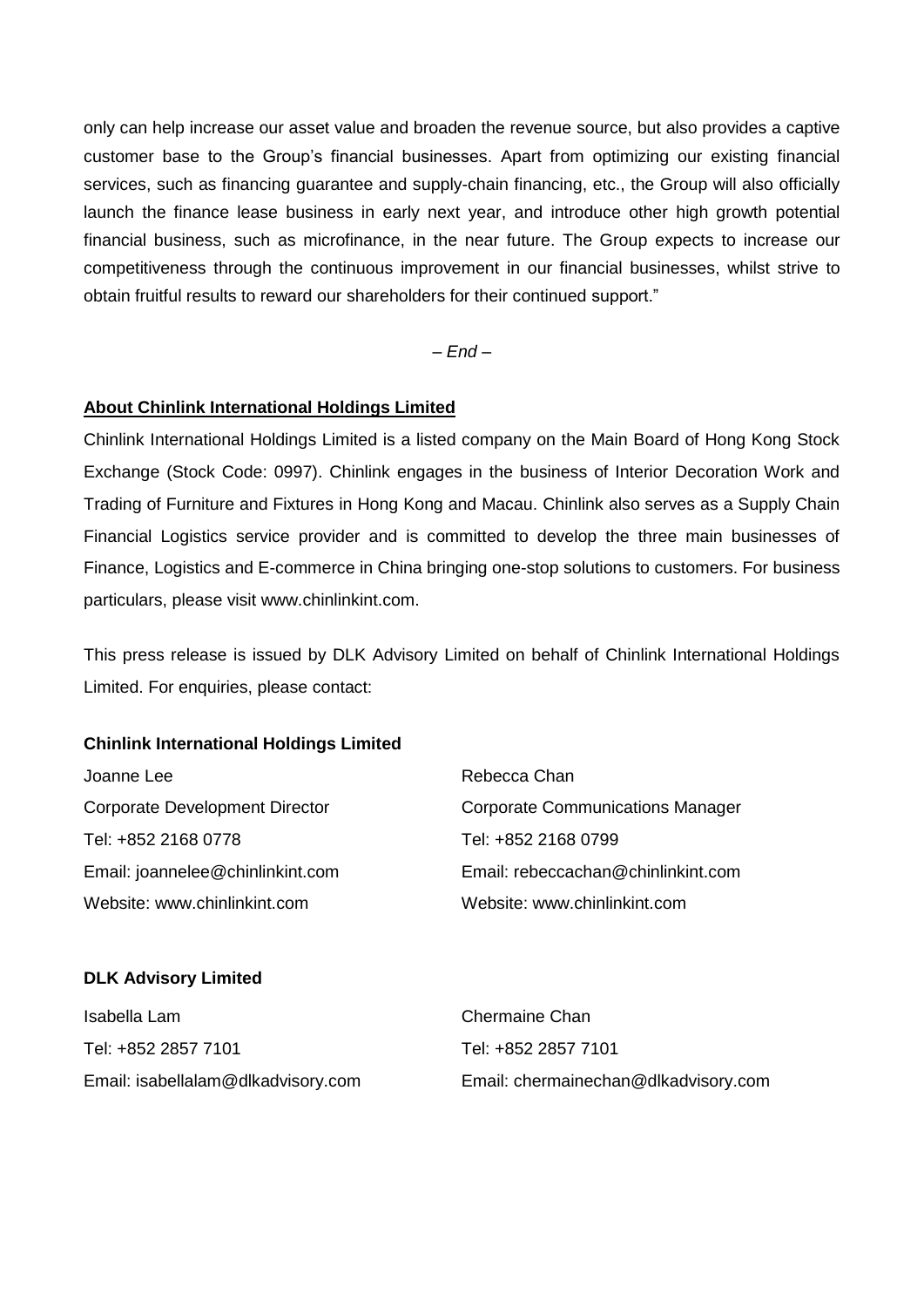only can help increase our asset value and broaden the revenue source, but also provides a captive customer base to the Group's financial businesses. Apart from optimizing our existing financial services, such as financing guarantee and supply-chain financing, etc., the Group will also officially launch the finance lease business in early next year, and introduce other high growth potential financial business, such as microfinance, in the near future. The Group expects to increase our competitiveness through the continuous improvement in our financial businesses, whilst strive to obtain fruitful results to reward our shareholders for their continued support."

*– End –*

**About Chinlink International Holdings Limited**

Chinlink International Holdings Limited is a listed company on the Main Board of Hong Kong Stock Exchange (Stock Code: 0997). Chinlink engages in the business of Interior Decoration Work and Trading of Furniture and Fixtures in Hong Kong and Macau. Chinlink also serves as a Supply Chain Financial Logistics service provider and is committed to develop the three main businesses of Finance, Logistics and E-commerce in China bringing one-stop solutions to customers. For business particulars, please visit www.chinlinkint.com.

This press release is issued by DLK Advisory Limited on behalf of Chinlink International Holdings Limited. For enquiries, please contact:

**Chinlink International Holdings Limited**

Joanne Lee
Corporate Development Director
Tel: +852 2168 0778
Email: joannelee@chinlinkint.com
Website: www.chinlinkint.com

Rebecca Chan
Corporate Communications Manager
Tel: +852 2168 0799
Email: rebeccachan@chinlinkint.com
Website: www.chinlinkint.com

**DLK Advisory Limited**

Isabella Lam
Tel: +852 2857 7101
Email: isabellalam@dlkadvisory.com

Chermaine Chan
Tel: +852 2857 7101
Email: chermainechan@dlkadvisory.com